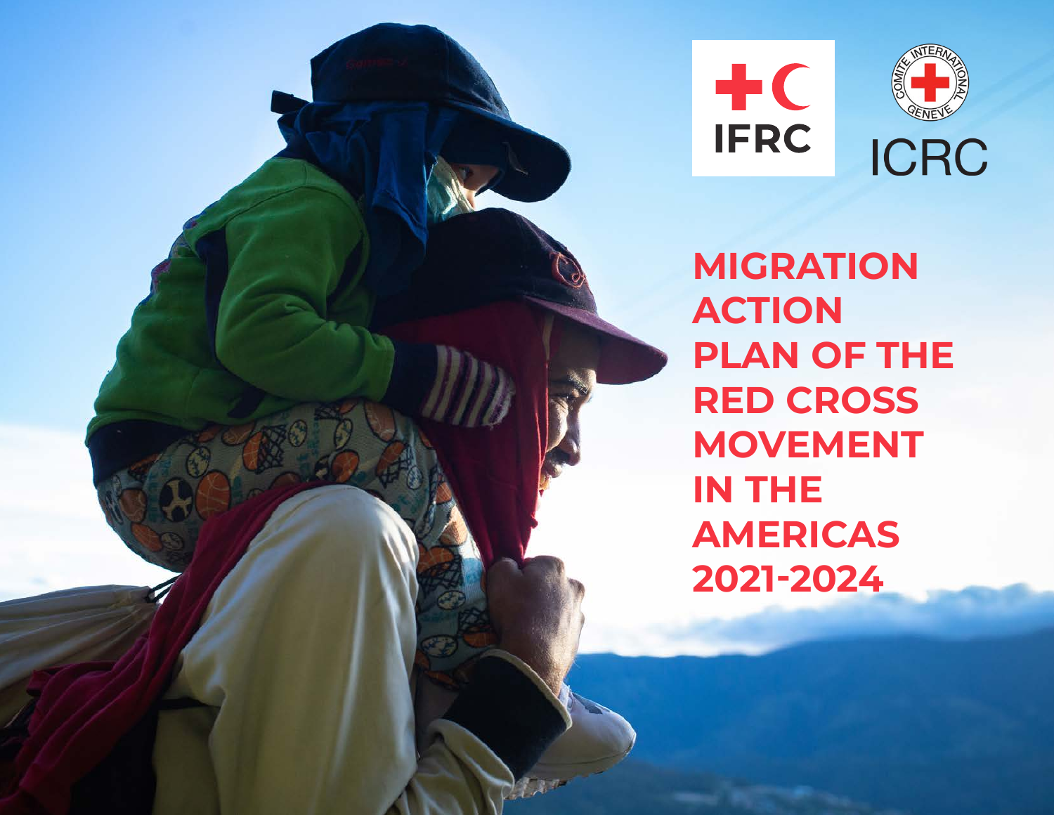IFRC

ICRC

# MIGRATION ACTION PLAN OF THE RED CROSS MOVEMENT IN THE AMERICAS 2021-2024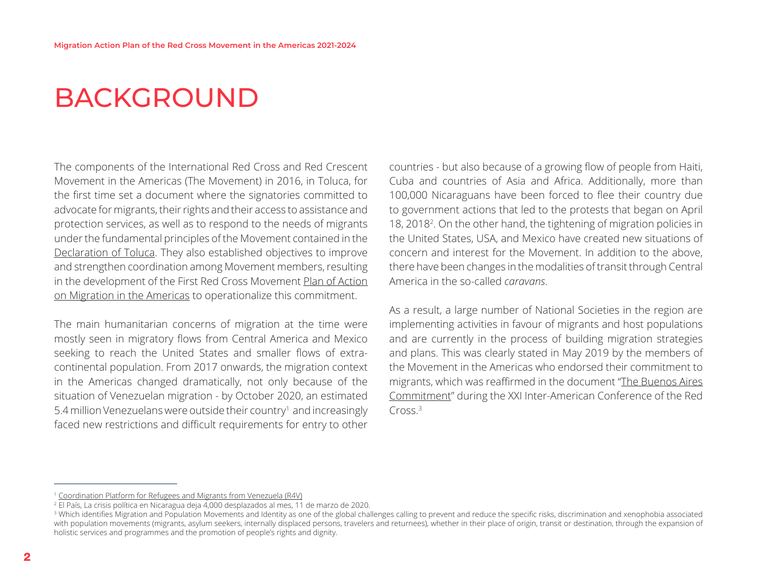# BACKGROUND

The components of the International Red Cross and Red Crescent Movement in the Americas (The Movement) in 2016, in Toluca, for the first time set a document where the signatories committed to advocate for migrants, their rights and their access to assistance and protection services, as well as to respond to the needs of migrants under the fundamental principles of the Movement contained in the Declaration of Toluca. They also established objectives to improve and strengthen coordination among Movement members, resulting in the development of the First Red Cross Movement Plan of Action on Migration in the Americas to operationalize this commitment.

The main humanitarian concerns of migration at the time were mostly seen in migratory flows from Central America and Mexico seeking to reach the United States and smaller flows of extra-continental population. From 2017 onwards, the migration context in the Americas changed dramatically, not only because of the situation of Venezuelan migration - by October 2020, an estimated 5.4 million Venezuelans were outside their country[1] and increasingly faced new restrictions and difficult requirements for entry to other countries - but also because of a growing flow of people from Haiti, Cuba and countries of Asia and Africa. Additionally, more than 100,000 Nicaraguans have been forced to flee their country due to government actions that led to the protests that began on April 18, 2018[2]. On the other hand, the tightening of migration policies in the United States, USA, and Mexico have created new situations of concern and interest for the Movement. In addition to the above, there have been changes in the modalities of transit through Central America in the so-called *caravans*.

As a result, a large number of National Societies in the region are implementing activities in favour of migrants and host populations and are currently in the process of building migration strategies and plans. This was clearly stated in May 2019 by the members of the Movement in the Americas who endorsed their commitment to migrants, which was reaffirmed in the document "The Buenos Aires Commitment" during the XXI Inter-American Conference of the Red Cross.[3]

---

[1] Coordination Platform for Refugees and Migrants from Venezuela (R4V)

[2] El País, La crisis política en Nicaragua deja 4,000 desplazados al mes, 11 de marzo de 2020.

[3] Which identifies Migration and Population Movements and Identity as one of the global challenges calling to prevent and reduce the specific risks, discrimination and xenophobia associated with population movements (migrants, asylum seekers, internally displaced persons, travelers and returnees), whether in their place of origin, transit or destination, through the expansion of holistic services and programmes and the promotion of people's rights and dignity.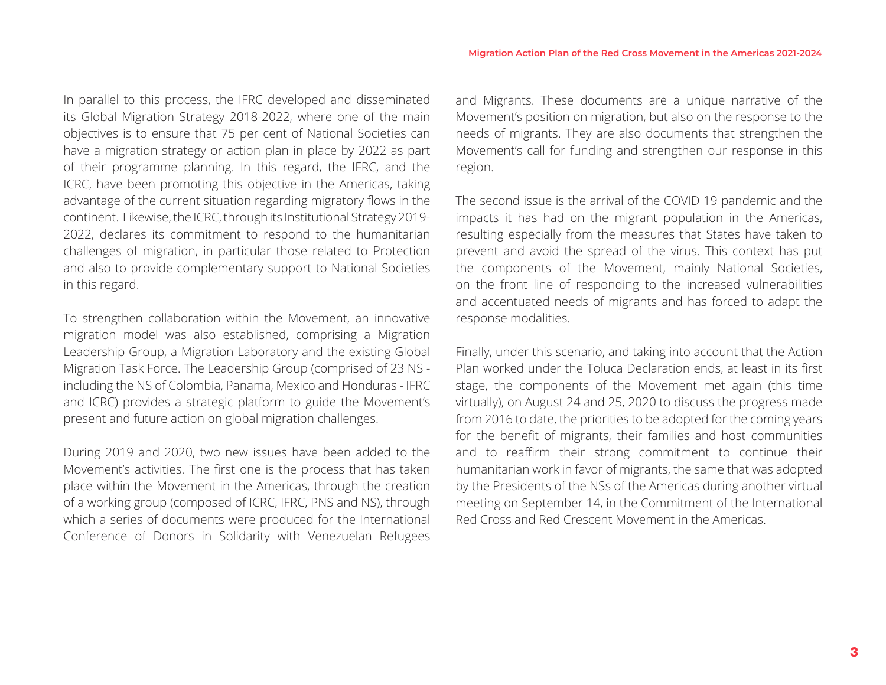In parallel to this process, the IFRC developed and disseminated its Global Migration Strategy 2018-2022, where one of the main objectives is to ensure that 75 per cent of National Societies can have a migration strategy or action plan in place by 2022 as part of their programme planning. In this regard, the IFRC, and the ICRC, have been promoting this objective in the Americas, taking advantage of the current situation regarding migratory flows in the continent. Likewise, the ICRC, through its Institutional Strategy 2019-2022, declares its commitment to respond to the humanitarian challenges of migration, in particular those related to Protection and also to provide complementary support to National Societies in this regard.

To strengthen collaboration within the Movement, an innovative migration model was also established, comprising a Migration Leadership Group, a Migration Laboratory and the existing Global Migration Task Force. The Leadership Group (comprised of 23 NS - including the NS of Colombia, Panama, Mexico and Honduras - IFRC and ICRC) provides a strategic platform to guide the Movement's present and future action on global migration challenges.

During 2019 and 2020, two new issues have been added to the Movement's activities. The first one is the process that has taken place within the Movement in the Americas, through the creation of a working group (composed of ICRC, IFRC, PNS and NS), through which a series of documents were produced for the International Conference of Donors in Solidarity with Venezuelan Refugees and Migrants. These documents are a unique narrative of the Movement's position on migration, but also on the response to the needs of migrants. They are also documents that strengthen the Movement's call for funding and strengthen our response in this region.

The second issue is the arrival of the COVID 19 pandemic and the impacts it has had on the migrant population in the Americas, resulting especially from the measures that States have taken to prevent and avoid the spread of the virus. This context has put the components of the Movement, mainly National Societies, on the front line of responding to the increased vulnerabilities and accentuated needs of migrants and has forced to adapt the response modalities.

Finally, under this scenario, and taking into account that the Action Plan worked under the Toluca Declaration ends, at least in its first stage, the components of the Movement met again (this time virtually), on August 24 and 25, 2020 to discuss the progress made from 2016 to date, the priorities to be adopted for the coming years for the benefit of migrants, their families and host communities and to reaffirm their strong commitment to continue their humanitarian work in favor of migrants, the same that was adopted by the Presidents of the NSs of the Americas during another virtual meeting on September 14, in the Commitment of the International Red Cross and Red Crescent Movement in the Americas.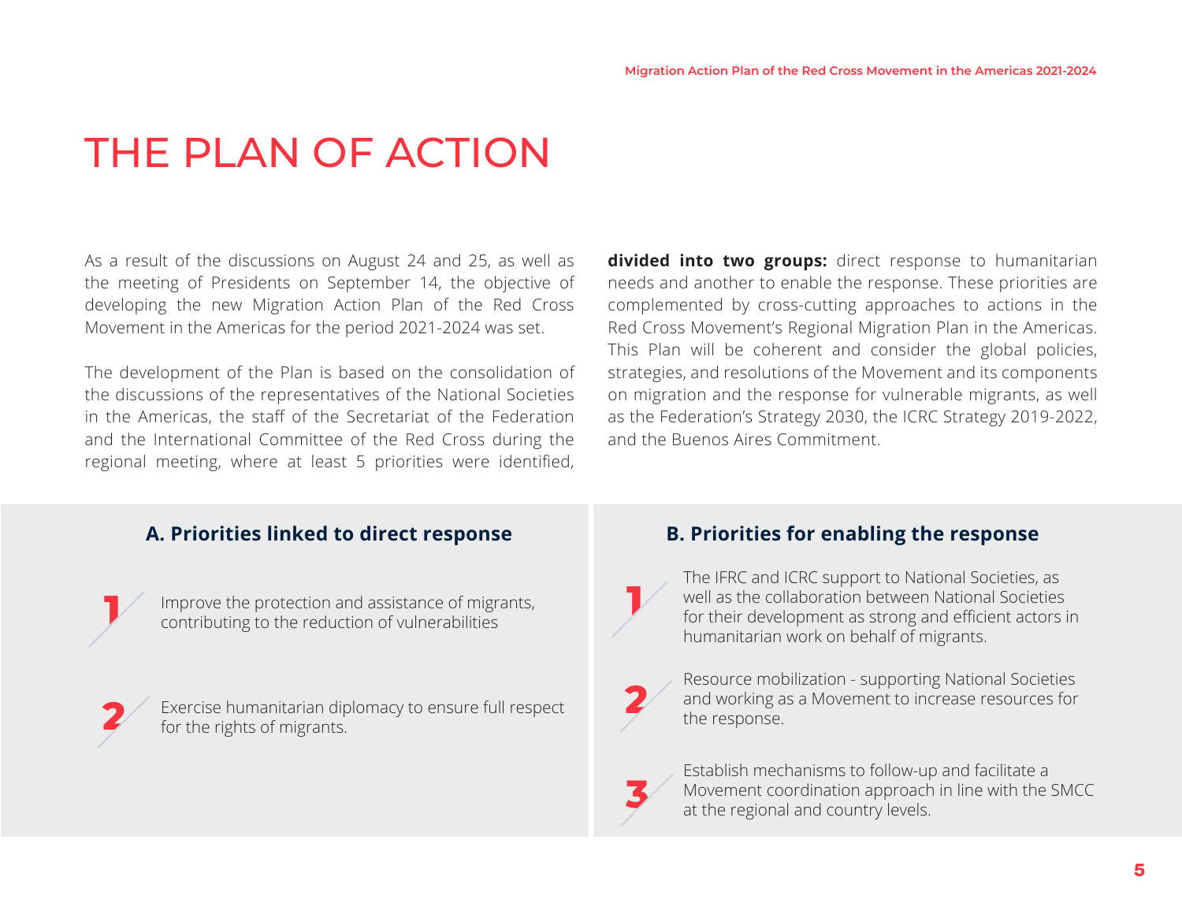# THE PLAN OF ACTION

As a result of the discussions on August 24 and 25, as well as the meeting of Presidents on September 14, the objective of developing the new Migration Action Plan of the Red Cross Movement in the Americas for the period 2021-2024 was set.

The development of the Plan is based on the consolidation of the discussions of the representatives of the National Societies in the Americas, the staff of the Secretariat of the Federation and the International Committee of the Red Cross during the regional meeting, where at least 5 priorities were identified, **divided into two groups:** direct response to humanitarian needs and another to enable the response. These priorities are complemented by cross-cutting approaches to actions in the Red Cross Movement's Regional Migration Plan in the Americas. This Plan will be coherent and consider the global policies, strategies, and resolutions of the Movement and its components on migration and the response for vulnerable migrants, as well as the Federation's Strategy 2030, the ICRC Strategy 2019-2022, and the Buenos Aires Commitment.

### A. Priorities linked to direct response

1. Improve the protection and assistance of migrants, contributing to the reduction of vulnerabilities
2. Exercise humanitarian diplomacy to ensure full respect for the rights of migrants.

### B. Priorities for enabling the response

1. The IFRC and ICRC support to National Societies, as well as the collaboration between National Societies for their development as strong and efficient actors in humanitarian work on behalf of migrants.
2. Resource mobilization - supporting National Societies and working as a Movement to increase resources for the response.
3. Establish mechanisms to follow-up and facilitate a Movement coordination approach in line with the SMCC at the regional and country levels.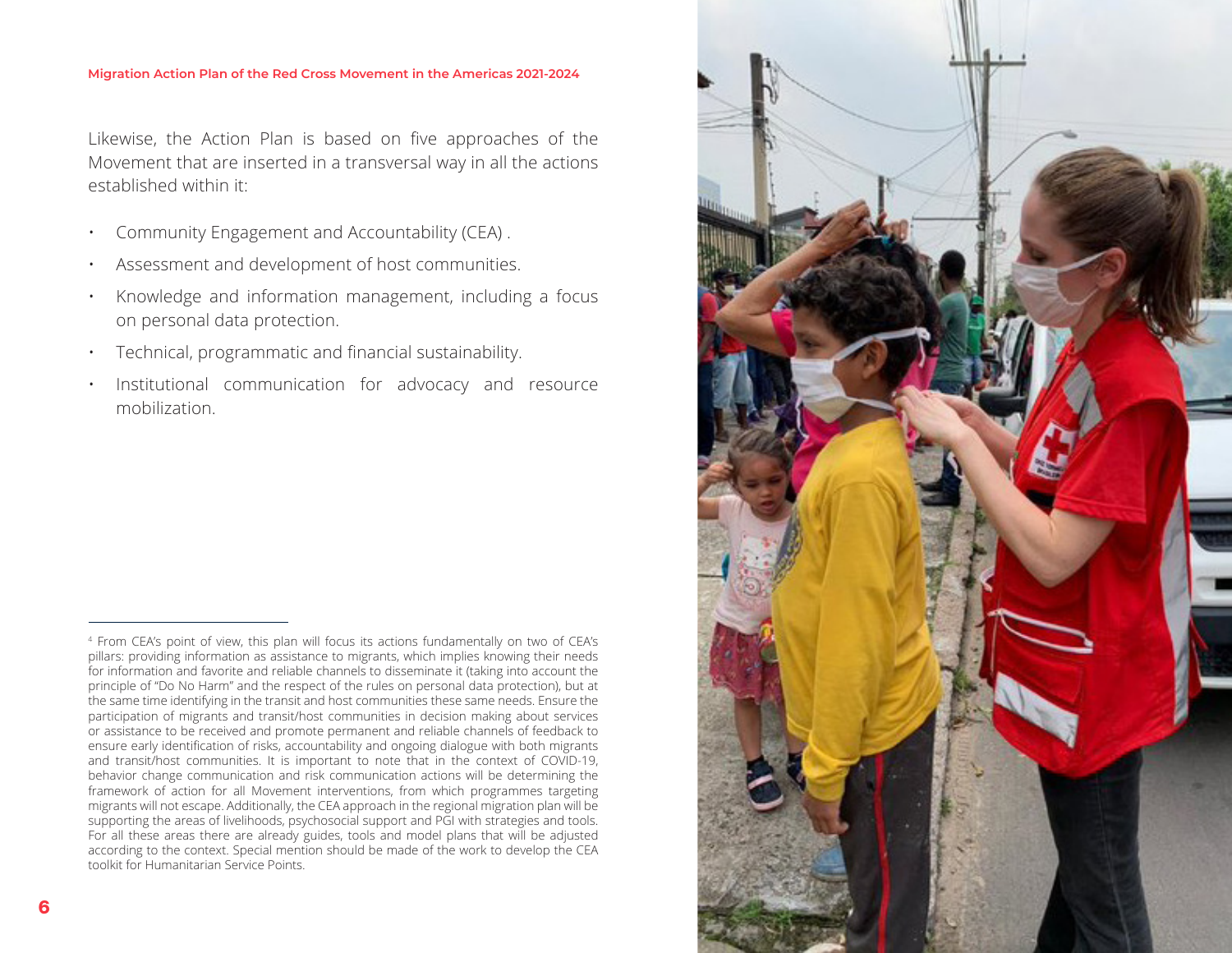Likewise, the Action Plan is based on five approaches of the Movement that are inserted in a transversal way in all the actions established within it:

- Community Engagement and Accountability (CEA) .
- Assessment and development of host communities.
- Knowledge and information management, including a focus on personal data protection.
- Technical, programmatic and financial sustainability.
- Institutional communication for advocacy and resource mobilization.

---

[4] From CEA's point of view, this plan will focus its actions fundamentally on two of CEA's pillars: providing information as assistance to migrants, which implies knowing their needs for information and favorite and reliable channels to disseminate it (taking into account the principle of "Do No Harm" and the respect of the rules on personal data protection), but at the same time identifying in the transit and host communities these same needs. Ensure the participation of migrants and transit/host communities in decision making about services or assistance to be received and promote permanent and reliable channels of feedback to ensure early identification of risks, accountability and ongoing dialogue with both migrants and transit/host communities. It is important to note that in the context of COVID-19, behavior change communication and risk communication actions will be determining the framework of action for all Movement interventions, from which programmes targeting migrants will not escape. Additionally, the CEA approach in the regional migration plan will be supporting the areas of livelihoods, psychosocial support and PGI with strategies and tools. For all these areas there are already guides, tools and model plans that will be adjusted according to the context. Special mention should be made of the work to develop the CEA toolkit for Humanitarian Service Points.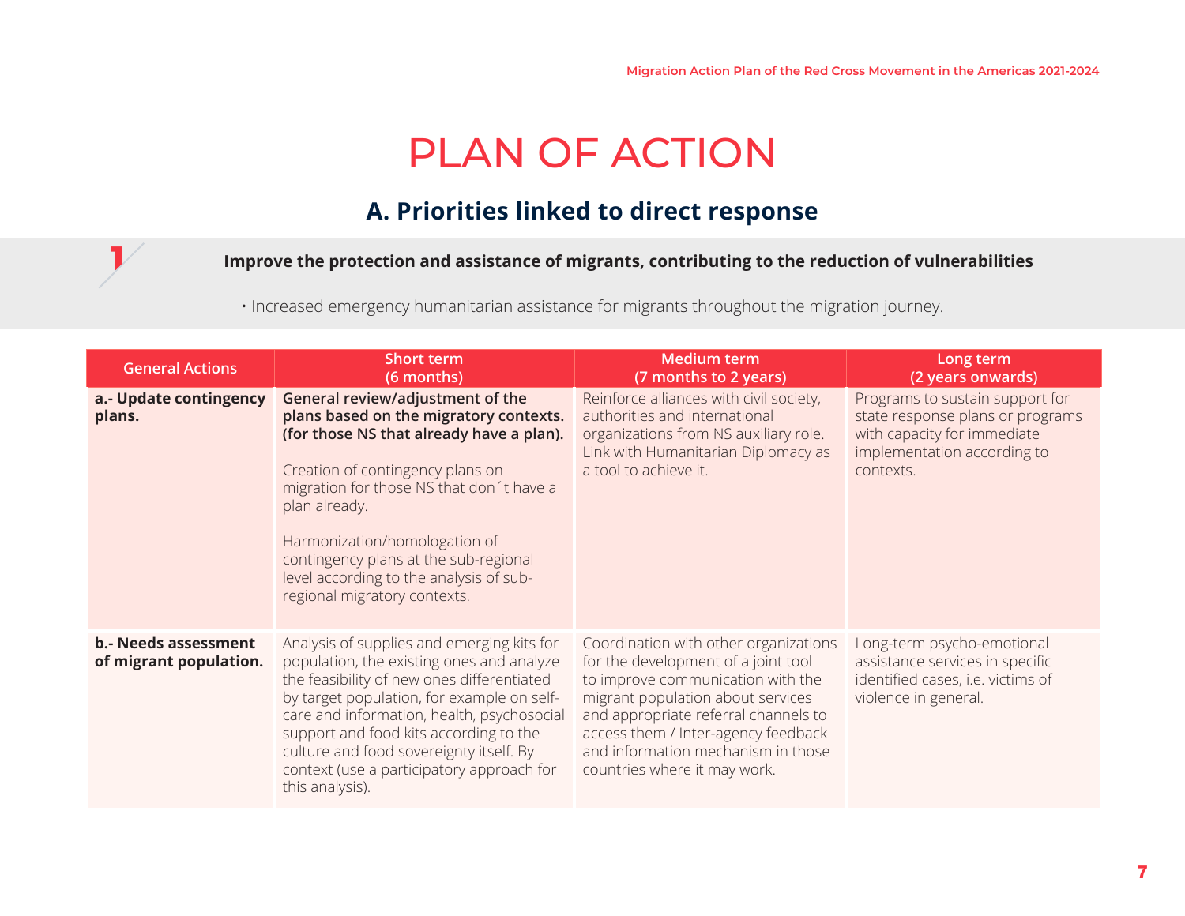# PLAN OF ACTION

## A. Priorities linked to direct response

1 **Improve the protection and assistance of migrants, contributing to the reduction of vulnerabilities**

• Increased emergency humanitarian assistance for migrants throughout the migration journey.

| General Actions | Short term (6 months) | Medium term (7 months to 2 years) | Long term (2 years onwards) |
|---|---|---|---|
| **a.- Update contingency plans.** | **General review/adjustment of the plans based on the migratory contexts. (for those NS that already have a plan).**<br><br>Creation of contingency plans on migration for those NS that don´t have a plan already.<br><br>Harmonization/homologation of contingency plans at the sub-regional level according to the analysis of sub-regional migratory contexts. | Reinforce alliances with civil society, authorities and international organizations from NS auxiliary role. Link with Humanitarian Diplomacy as a tool to achieve it. | Programs to sustain support for state response plans or programs with capacity for immediate implementation according to contexts. |
| **b.- Needs assessment of migrant population.** | Analysis of supplies and emerging kits for population, the existing ones and analyze the feasibility of new ones differentiated by target population, for example on self-care and information, health, psychosocial support and food kits according to the culture and food sovereignty itself. By context (use a participatory approach for this analysis). | Coordination with other organizations for the development of a joint tool to improve communication with the migrant population about services and appropriate referral channels to access them / Inter-agency feedback and information mechanism in those countries where it may work. | Long-term psycho-emotional assistance services in specific identified cases, i.e. victims of violence in general. |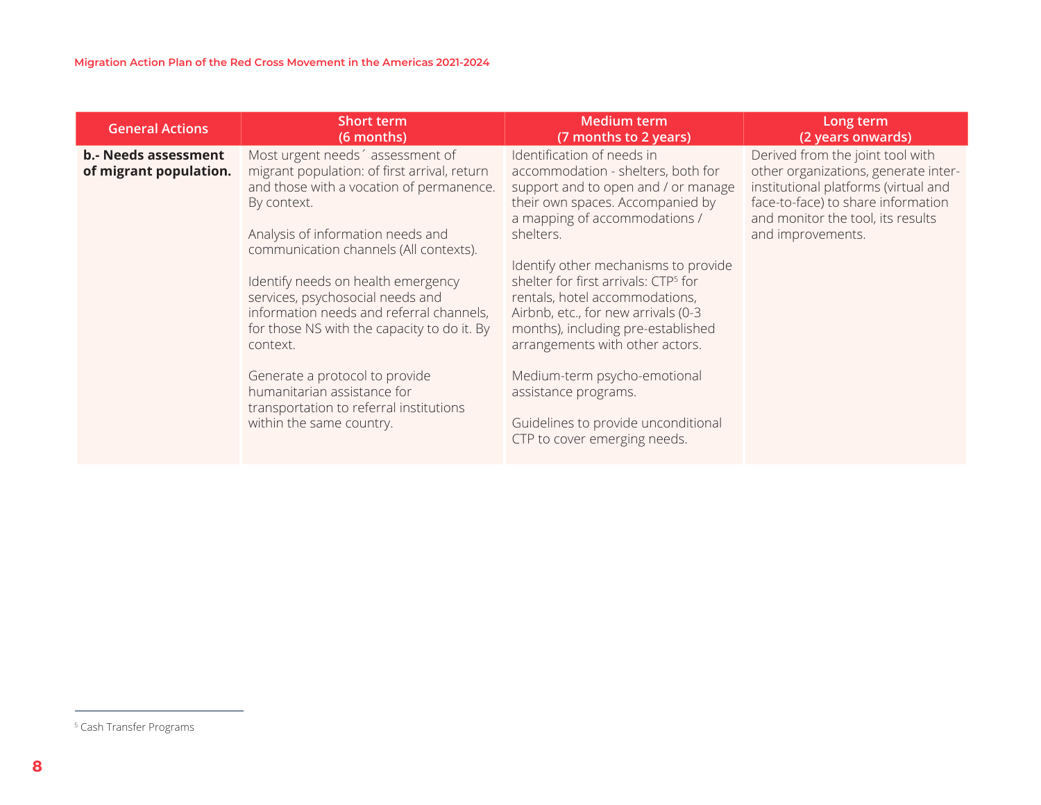| General Actions | Short term (6 months) | Medium term (7 months to 2 years) | Long term (2 years onwards) |
|---|---|---|---|
| **b.- Needs assessment of migrant population.** | Most urgent needs´ assessment of migrant population: of first arrival, return and those with a vocation of permanence. By context.<br><br>Analysis of information needs and communication channels (All contexts).<br><br>Identify needs on health emergency services, psychosocial needs and information needs and referral channels, for those NS with the capacity to do it. By context.<br><br>Generate a protocol to provide humanitarian assistance for transportation to referral institutions within the same country. | Identification of needs in accommodation - shelters, both for support and to open and / or manage their own spaces. Accompanied by a mapping of accommodations / shelters.<br><br>Identify other mechanisms to provide shelter for first arrivals: CTP[5] for rentals, hotel accommodations, Airbnb, etc., for new arrivals (0-3 months), including pre-established arrangements with other actors.<br><br>Medium-term psycho-emotional assistance programs.<br><br>Guidelines to provide unconditional CTP to cover emerging needs. | Derived from the joint tool with other organizations, generate inter-institutional platforms (virtual and face-to-face) to share information and monitor the tool, its results and improvements. |

[5] Cash Transfer Programs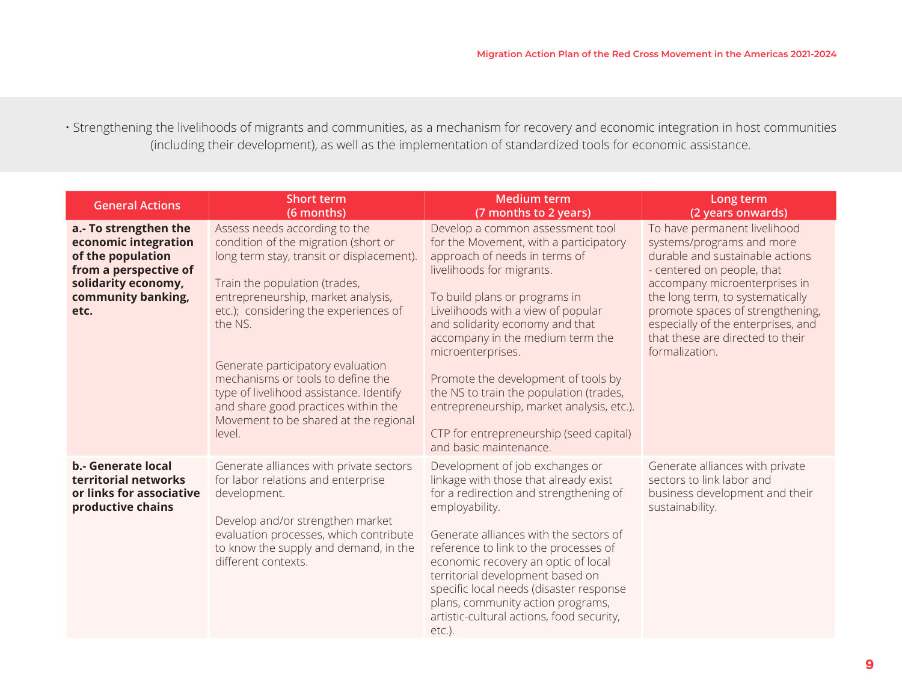• Strengthening the livelihoods of migrants and communities, as a mechanism for recovery and economic integration in host communities (including their development), as well as the implementation of standardized tools for economic assistance.

| General Actions | Short term (6 months) | Medium term (7 months to 2 years) | Long term (2 years onwards) |
|---|---|---|---|
| **a.- To strengthen the economic integration of the population from a perspective of solidarity economy, community banking, etc.** | Assess needs according to the condition of the migration (short or long term stay, transit or displacement).<br><br>Train the population (trades, entrepreneurship, market analysis, etc.); considering the experiences of the NS.<br><br>Generate participatory evaluation mechanisms or tools to define the type of livelihood assistance. Identify and share good practices within the Movement to be shared at the regional level. | Develop a common assessment tool for the Movement, with a participatory approach of needs in terms of livelihoods for migrants.<br><br>To build plans or programs in Livelihoods with a view of popular and solidarity economy and that accompany in the medium term the microenterprises.<br><br>Promote the development of tools by the NS to train the population (trades, entrepreneurship, market analysis, etc.).<br><br>CTP for entrepreneurship (seed capital) and basic maintenance. | To have permanent livelihood systems/programs and more durable and sustainable actions - centered on people, that accompany microenterprises in the long term, to systematically promote spaces of strengthening, especially of the enterprises, and that these are directed to their formalization. |
| **b.- Generate local territorial networks or links for associative productive chains** | Generate alliances with private sectors for labor relations and enterprise development.<br><br>Develop and/or strengthen market evaluation processes, which contribute to know the supply and demand, in the different contexts. | Development of job exchanges or linkage with those that already exist for a redirection and strengthening of employability.<br><br>Generate alliances with the sectors of reference to link to the processes of economic recovery an optic of local territorial development based on specific local needs (disaster response plans, community action programs, artistic-cultural actions, food security, etc.). | Generate alliances with private sectors to link labor and business development and their sustainability. |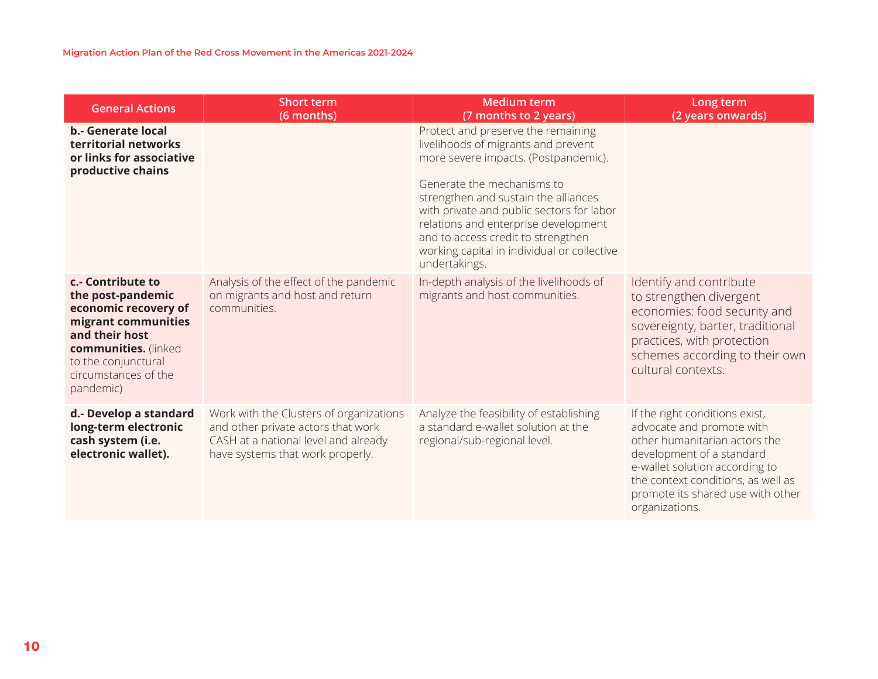| General Actions | Short term (6 months) | Medium term (7 months to 2 years) | Long term (2 years onwards) |
|---|---|---|---|
| **b.- Generate local territorial networks or links for associative productive chains** | | Protect and preserve the remaining livelihoods of migrants and prevent more severe impacts. (Postpandemic).<br><br>Generate the mechanisms to strengthen and sustain the alliances with private and public sectors for labor relations and enterprise development and to access credit to strengthen working capital in individual or collective undertakings. | |
| **c.- Contribute to the post-pandemic economic recovery of migrant communities and their host communities.** (linked to the conjunctural circumstances of the pandemic) | Analysis of the effect of the pandemic on migrants and host and return communities. | In-depth analysis of the livelihoods of migrants and host communities. | Identify and contribute to strengthen divergent economies: food security and sovereignty, barter, traditional practices, with protection schemes according to their own cultural contexts. |
| **d.- Develop a standard long-term electronic cash system (i.e. electronic wallet).** | Work with the Clusters of organizations and other private actors that work CASH at a national level and already have systems that work properly. | Analyze the feasibility of establishing a standard e-wallet solution at the regional/sub-regional level. | If the right conditions exist, advocate and promote with other humanitarian actors the development of a standard e-wallet solution according to the context conditions, as well as promote its shared use with other organizations. |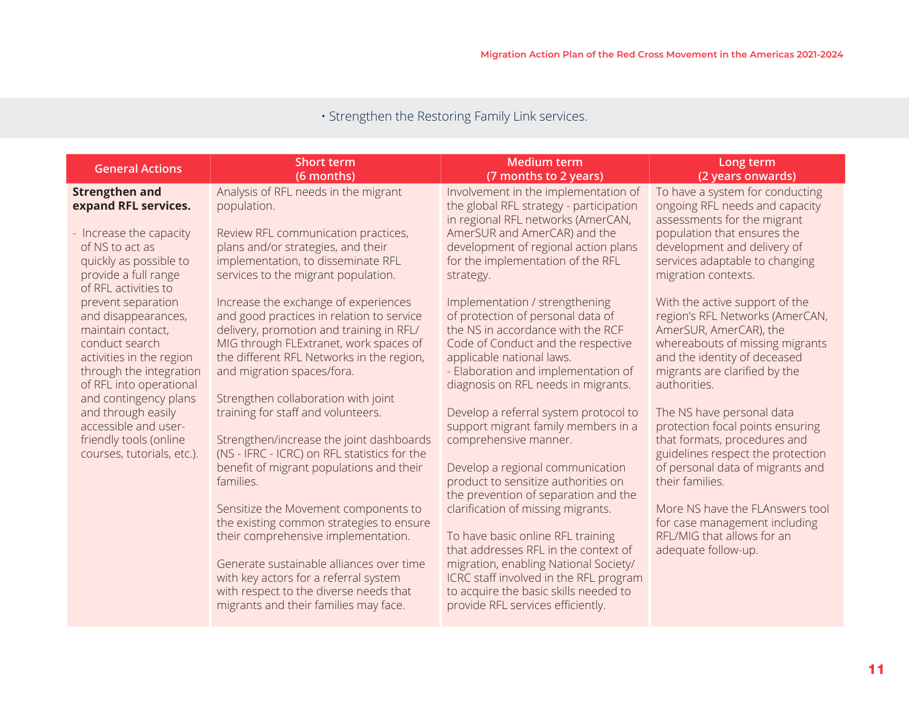• Strengthen the Restoring Family Link services.

| General Actions | Short term<br>(6 months) | Medium term<br>(7 months to 2 years) | Long term<br>(2 years onwards) |
|---|---|---|---|
| **Strengthen and expand RFL services.**<br><br>- Increase the capacity of NS to act as quickly as possible to provide a full range of RFL activities to prevent separation and disappearances, maintain contact, conduct search activities in the region through the integration of RFL into operational and contingency plans and through easily accessible and user-friendly tools (online courses, tutorials, etc.). | Analysis of RFL needs in the migrant population.<br><br>Review RFL communication practices, plans and/or strategies, and their implementation, to disseminate RFL services to the migrant population.<br><br>Increase the exchange of experiences and good practices in relation to service delivery, promotion and training in RFL/MIG through FLExtranet, work spaces of the different RFL Networks in the region, and migration spaces/fora.<br><br>Strengthen collaboration with joint training for staff and volunteers.<br><br>Strengthen/increase the joint dashboards (NS - IFRC - ICRC) on RFL statistics for the benefit of migrant populations and their families.<br><br>Sensitize the Movement components to the existing common strategies to ensure their comprehensive implementation.<br><br>Generate sustainable alliances over time with key actors for a referral system with respect to the diverse needs that migrants and their families may face. | Involvement in the implementation of the global RFL strategy - participation in regional RFL networks (AmerCAN, AmerSUR and AmerCAR) and the development of regional action plans for the implementation of the RFL strategy.<br><br>Implementation / strengthening of protection of personal data of the NS in accordance with the RCF Code of Conduct and the respective applicable national laws.<br>- Elaboration and implementation of diagnosis on RFL needs in migrants.<br><br>Develop a referral system protocol to support migrant family members in a comprehensive manner.<br><br>Develop a regional communication product to sensitize authorities on the prevention of separation and the clarification of missing migrants.<br><br>To have basic online RFL training that addresses RFL in the context of migration, enabling National Society/ ICRC staff involved in the RFL program to acquire the basic skills needed to provide RFL services efficiently. | To have a system for conducting ongoing RFL needs and capacity assessments for the migrant population that ensures the development and delivery of services adaptable to changing migration contexts.<br><br>With the active support of the region's RFL Networks (AmerCAN, AmerSUR, AmerCAR), the whereabouts of missing migrants and the identity of deceased migrants are clarified by the authorities.<br><br>The NS have personal data protection focal points ensuring that formats, procedures and guidelines respect the protection of personal data of migrants and their families.<br><br>More NS have the FLAnswers tool for case management including RFL/MIG that allows for an adequate follow-up. |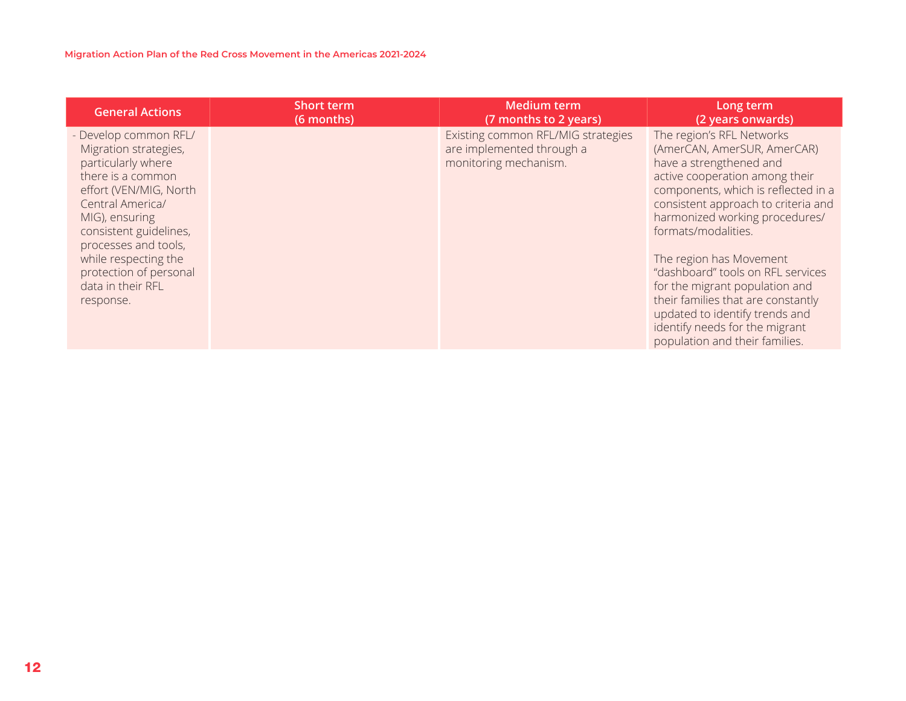| General Actions | Short term (6 months) | Medium term (7 months to 2 years) | Long term (2 years onwards) |
|---|---|---|---|
| - Develop common RFL/ Migration strategies, particularly where there is a common effort (VEN/MIG, North Central America/ MIG), ensuring consistent guidelines, processes and tools, while respecting the protection of personal data in their RFL response. | | Existing common RFL/MIG strategies are implemented through a monitoring mechanism. | The region's RFL Networks (AmerCAN, AmerSUR, AmerCAR) have a strengthened and active cooperation among their components, which is reflected in a consistent approach to criteria and harmonized working procedures/ formats/modalities.<br><br>The region has Movement "dashboard" tools on RFL services for the migrant population and their families that are constantly updated to identify trends and identify needs for the migrant population and their families. |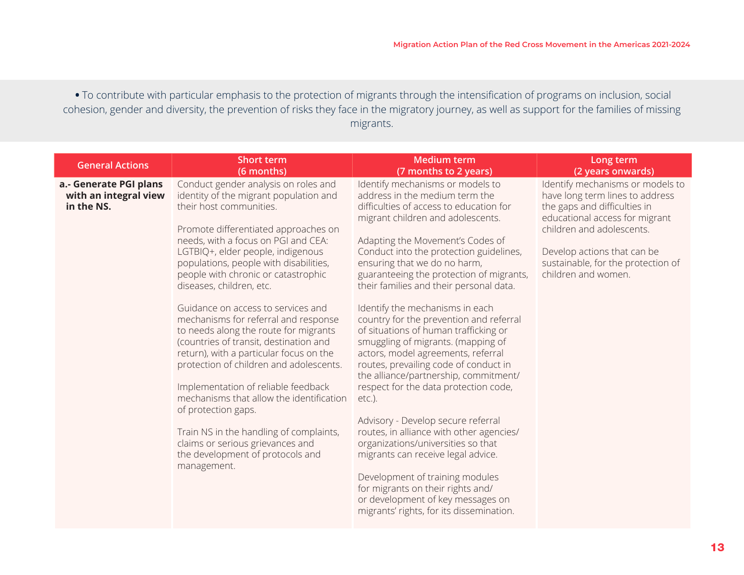• To contribute with particular emphasis to the protection of migrants through the intensification of programs on inclusion, social cohesion, gender and diversity, the prevention of risks they face in the migratory journey, as well as support for the families of missing migrants.

| General Actions | Short term (6 months) | Medium term (7 months to 2 years) | Long term (2 years onwards) |
|---|---|---|---|
| **a.- Generate PGI plans with an integral view in the NS.** | Conduct gender analysis on roles and identity of the migrant population and their host communities.<br><br>Promote differentiated approaches on needs, with a focus on PGI and CEA: LGTBIQ+, elder people, indigenous populations, people with disabilities, people with chronic or catastrophic diseases, children, etc.<br><br>Guidance on access to services and mechanisms for referral and response to needs along the route for migrants (countries of transit, destination and return), with a particular focus on the protection of children and adolescents.<br><br>Implementation of reliable feedback mechanisms that allow the identification of protection gaps.<br><br>Train NS in the handling of complaints, claims or serious grievances and the development of protocols and management. | Identify mechanisms or models to address in the medium term the difficulties of access to education for migrant children and adolescents.<br><br>Adapting the Movement's Codes of Conduct into the protection guidelines, ensuring that we do no harm, guaranteeing the protection of migrants, their families and their personal data.<br><br>Identify the mechanisms in each country for the prevention and referral of situations of human trafficking or smuggling of migrants. (mapping of actors, model agreements, referral routes, prevailing code of conduct in the alliance/partnership, commitment/ respect for the data protection code, etc.).<br><br>Advisory - Develop secure referral routes, in alliance with other agencies/ organizations/universities so that migrants can receive legal advice.<br><br>Development of training modules for migrants on their rights and/ or development of key messages on migrants' rights, for its dissemination. | Identify mechanisms or models to have long term lines to address the gaps and difficulties in educational access for migrant children and adolescents.<br><br>Develop actions that can be sustainable, for the protection of children and women. |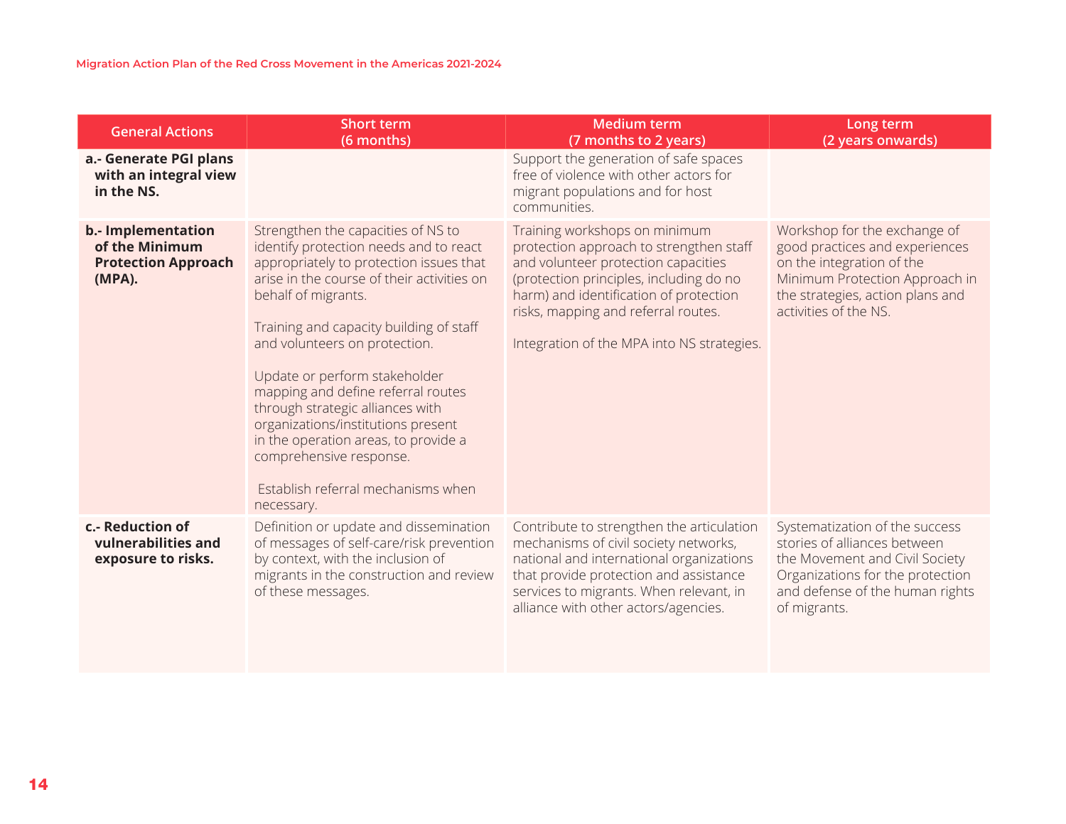| General Actions | Short term (6 months) | Medium term (7 months to 2 years) | Long term (2 years onwards) |
|---|---|---|---|
| **a.- Generate PGI plans with an integral view in the NS.** | | Support the generation of safe spaces free of violence with other actors for migrant populations and for host communities. | |
| **b.- Implementation of the Minimum Protection Approach (MPA).** | Strengthen the capacities of NS to identify protection needs and to react appropriately to protection issues that arise in the course of their activities on behalf of migrants.<br><br>Training and capacity building of staff and volunteers on protection.<br><br>Update or perform stakeholder mapping and define referral routes through strategic alliances with organizations/institutions present in the operation areas, to provide a comprehensive response.<br><br>Establish referral mechanisms when necessary. | Training workshops on minimum protection approach to strengthen staff and volunteer protection capacities (protection principles, including do no harm) and identification of protection risks, mapping and referral routes.<br><br>Integration of the MPA into NS strategies. | Workshop for the exchange of good practices and experiences on the integration of the Minimum Protection Approach in the strategies, action plans and activities of the NS. |
| **c.- Reduction of vulnerabilities and exposure to risks.** | Definition or update and dissemination of messages of self-care/risk prevention by context, with the inclusion of migrants in the construction and review of these messages. | Contribute to strengthen the articulation mechanisms of civil society networks, national and international organizations that provide protection and assistance services to migrants. When relevant, in alliance with other actors/agencies. | Systematization of the success stories of alliances between the Movement and Civil Society Organizations for the protection and defense of the human rights of migrants. |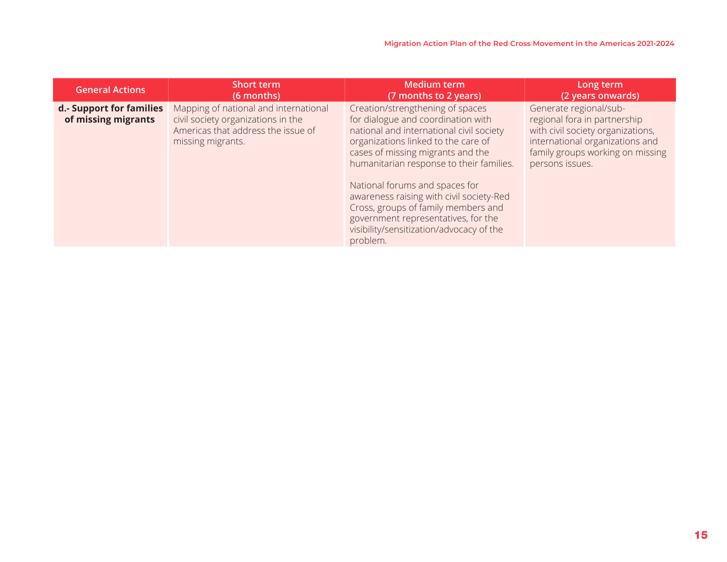| General Actions | Short term (6 months) | Medium term (7 months to 2 years) | Long term (2 years onwards) |
|---|---|---|---|
| **d.- Support for families of missing migrants** | Mapping of national and international civil society organizations in the Americas that address the issue of missing migrants. | Creation/strengthening of spaces for dialogue and coordination with national and international civil society organizations linked to the care of cases of missing migrants and the humanitarian response to their families.<br><br>National forums and spaces for awareness raising with civil society-Red Cross, groups of family members and government representatives, for the visibility/sensitization/advocacy of the problem. | Generate regional/sub-regional fora in partnership with civil society organizations, international organizations and family groups working on missing persons issues. |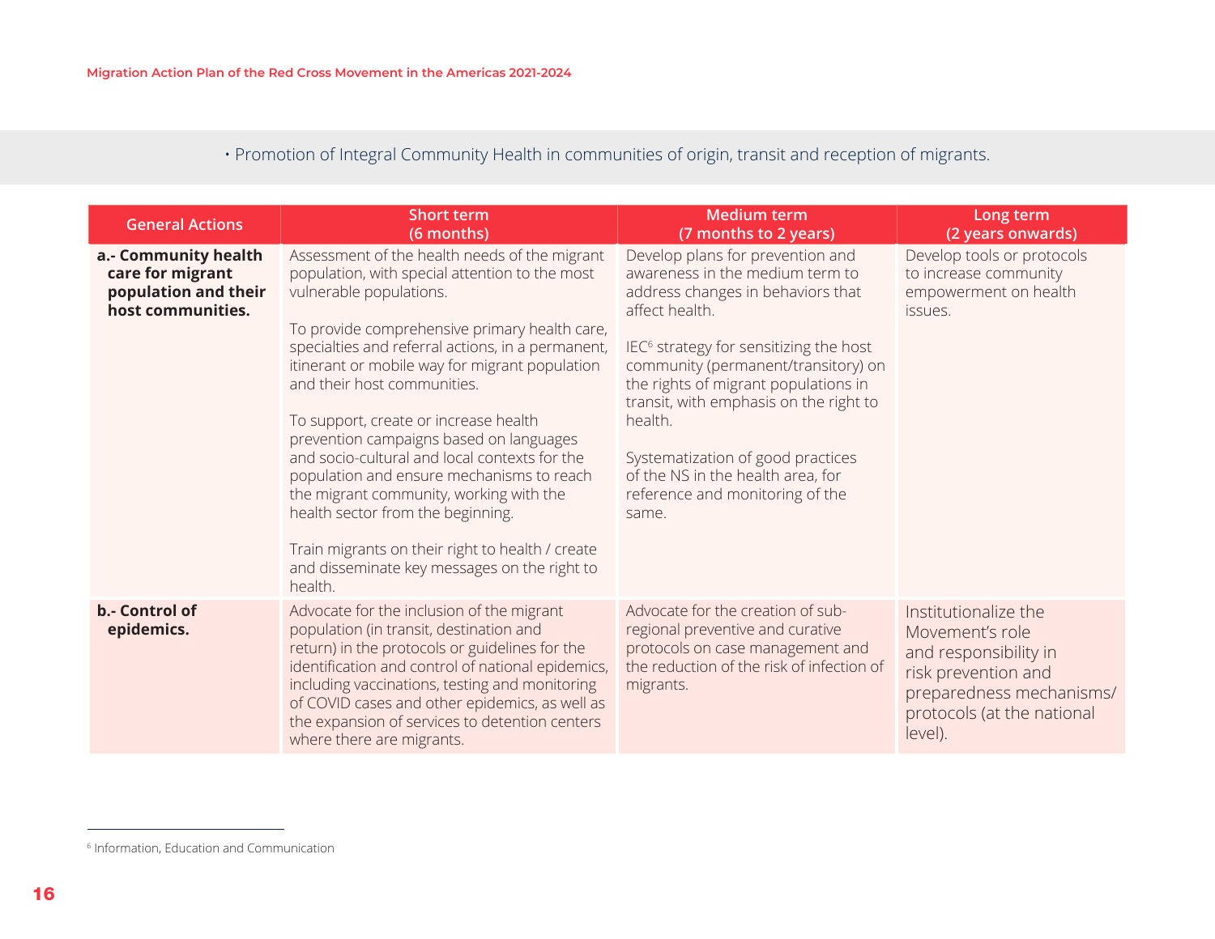• Promotion of Integral Community Health in communities of origin, transit and reception of migrants.

| General Actions | Short term (6 months) | Medium term (7 months to 2 years) | Long term (2 years onwards) |
| --- | --- | --- | --- |
| **a.- Community health care for migrant population and their host communities.** | Assessment of the health needs of the migrant population, with special attention to the most vulnerable populations.<br><br>To provide comprehensive primary health care, specialties and referral actions, in a permanent, itinerant or mobile way for migrant population and their host communities.<br><br>To support, create or increase health prevention campaigns based on languages and socio-cultural and local contexts for the population and ensure mechanisms to reach the migrant community, working with the health sector from the beginning.<br><br>Train migrants on their right to health / create and disseminate key messages on the right to health. | Develop plans for prevention and awareness in the medium term to address changes in behaviors that affect health.<br><br>IEC[6] strategy for sensitizing the host community (permanent/transitory) on the rights of migrant populations in transit, with emphasis on the right to health.<br><br>Systematization of good practices of the NS in the health area, for reference and monitoring of the same. | Develop tools or protocols to increase community empowerment on health issues. |
| **b.- Control of epidemics.** | Advocate for the inclusion of the migrant population (in transit, destination and return) in the protocols or guidelines for the identification and control of national epidemics, including vaccinations, testing and monitoring of COVID cases and other epidemics, as well as the expansion of services to detention centers where there are migrants. | Advocate for the creation of sub-regional preventive and curative protocols on case management and the reduction of the risk of infection of migrants. | Institutionalize the Movement's role and responsibility in risk prevention and preparedness mechanisms/ protocols (at the national level). |

[6] Information, Education and Communication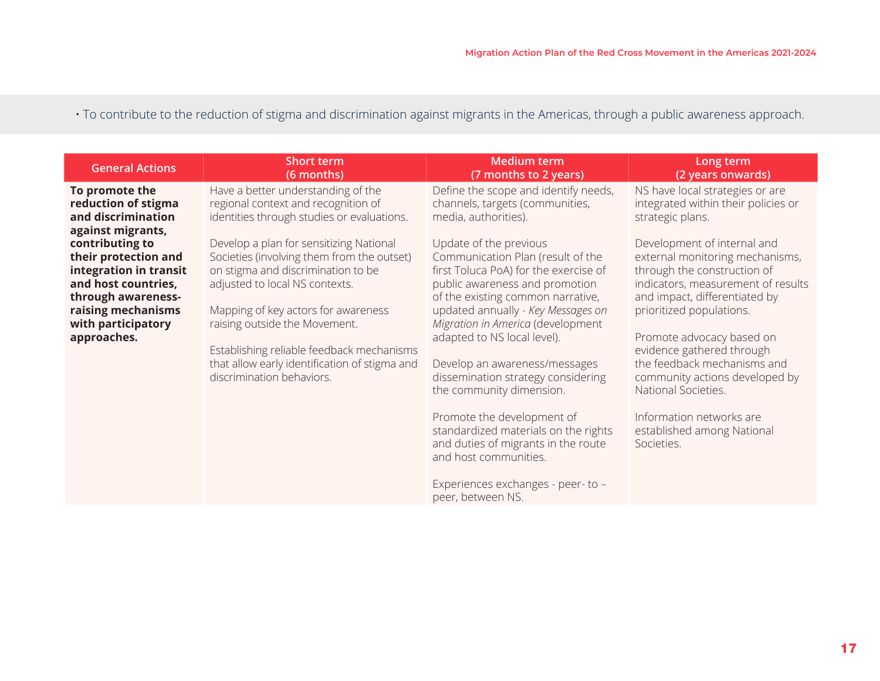• To contribute to the reduction of stigma and discrimination against migrants in the Americas, through a public awareness approach.

| General Actions | Short term (6 months) | Medium term (7 months to 2 years) | Long term (2 years onwards) |
|---|---|---|---|
| **To promote the reduction of stigma and discrimination against migrants, contributing to their protection and integration in transit and host countries, through awareness-raising mechanisms with participatory approaches.** | Have a better understanding of the regional context and recognition of identities through studies or evaluations.<br><br>Develop a plan for sensitizing National Societies (involving them from the outset) on stigma and discrimination to be adjusted to local NS contexts.<br><br>Mapping of key actors for awareness raising outside the Movement.<br><br>Establishing reliable feedback mechanisms that allow early identification of stigma and discrimination behaviors. | Define the scope and identify needs, channels, targets (communities, media, authorities).<br><br>Update of the previous Communication Plan (result of the first Toluca PoA) for the exercise of public awareness and promotion of the existing common narrative, updated annually - *Key Messages on Migration in America* (development adapted to NS local level).<br><br>Develop an awareness/messages dissemination strategy considering the community dimension.<br><br>Promote the development of standardized materials on the rights and duties of migrants in the route and host communities.<br><br>Experiences exchanges - peer- to – peer, between NS. | NS have local strategies or are integrated within their policies or strategic plans.<br><br>Development of internal and external monitoring mechanisms, through the construction of indicators, measurement of results and impact, differentiated by prioritized populations.<br><br>Promote advocacy based on evidence gathered through the feedback mechanisms and community actions developed by National Societies.<br><br>Information networks are established among National Societies. |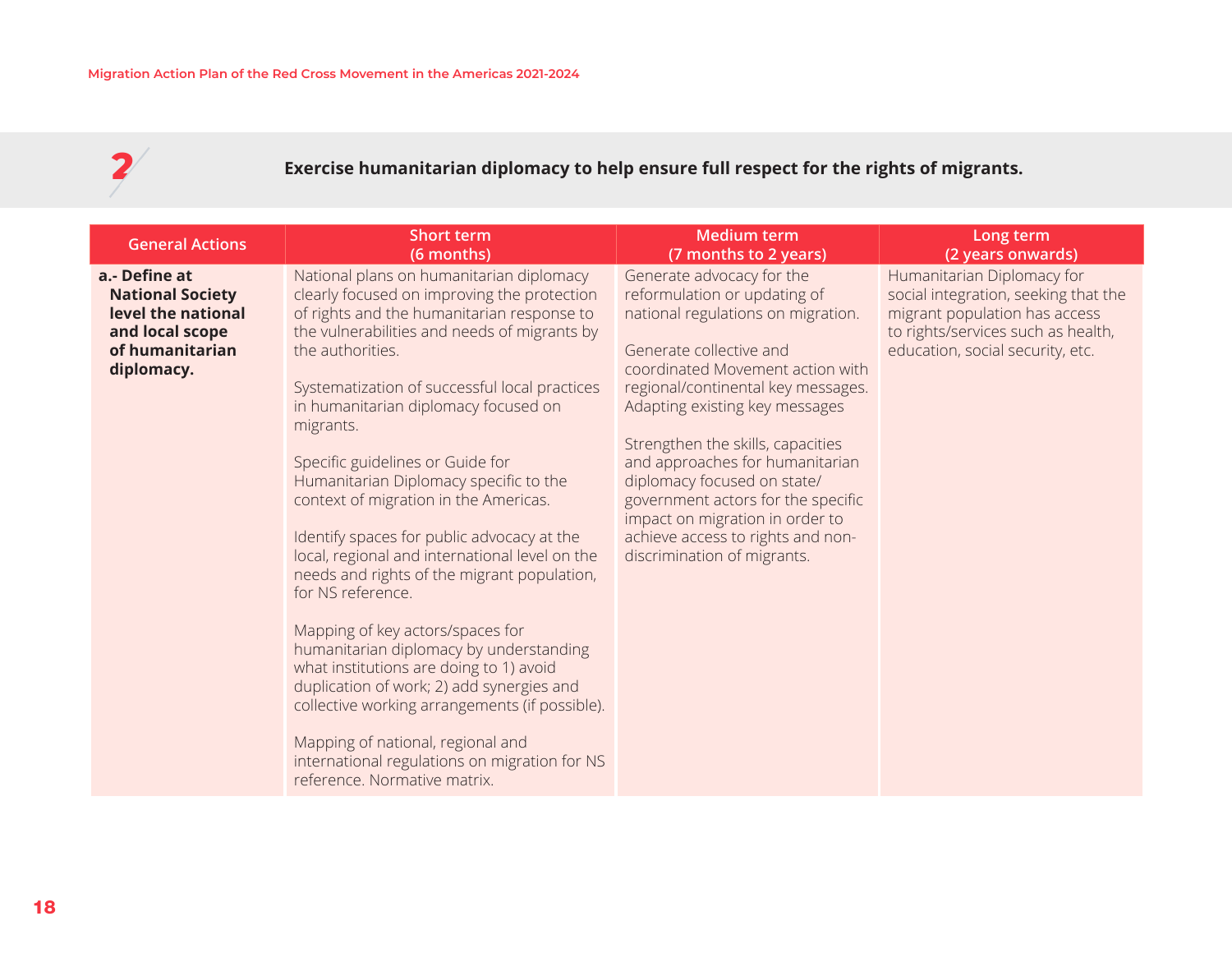## 2 Exercise humanitarian diplomacy to help ensure full respect for the rights of migrants.

| General Actions | Short term (6 months) | Medium term (7 months to 2 years) | Long term (2 years onwards) |
|---|---|---|---|
| **a.- Define at National Society level the national and local scope of humanitarian diplomacy.** | National plans on humanitarian diplomacy clearly focused on improving the protection of rights and the humanitarian response to the vulnerabilities and needs of migrants by the authorities.<br><br>Systematization of successful local practices in humanitarian diplomacy focused on migrants.<br><br>Specific guidelines or Guide for Humanitarian Diplomacy specific to the context of migration in the Americas.<br><br>Identify spaces for public advocacy at the local, regional and international level on the needs and rights of the migrant population, for NS reference.<br><br>Mapping of key actors/spaces for humanitarian diplomacy by understanding what institutions are doing to 1) avoid duplication of work; 2) add synergies and collective working arrangements (if possible).<br><br>Mapping of national, regional and international regulations on migration for NS reference. Normative matrix. | Generate advocacy for the reformulation or updating of national regulations on migration.<br><br>Generate collective and coordinated Movement action with regional/continental key messages. Adapting existing key messages<br><br>Strengthen the skills, capacities and approaches for humanitarian diplomacy focused on state/ government actors for the specific impact on migration in order to achieve access to rights and non-discrimination of migrants. | Humanitarian Diplomacy for social integration, seeking that the migrant population has access to rights/services such as health, education, social security, etc. |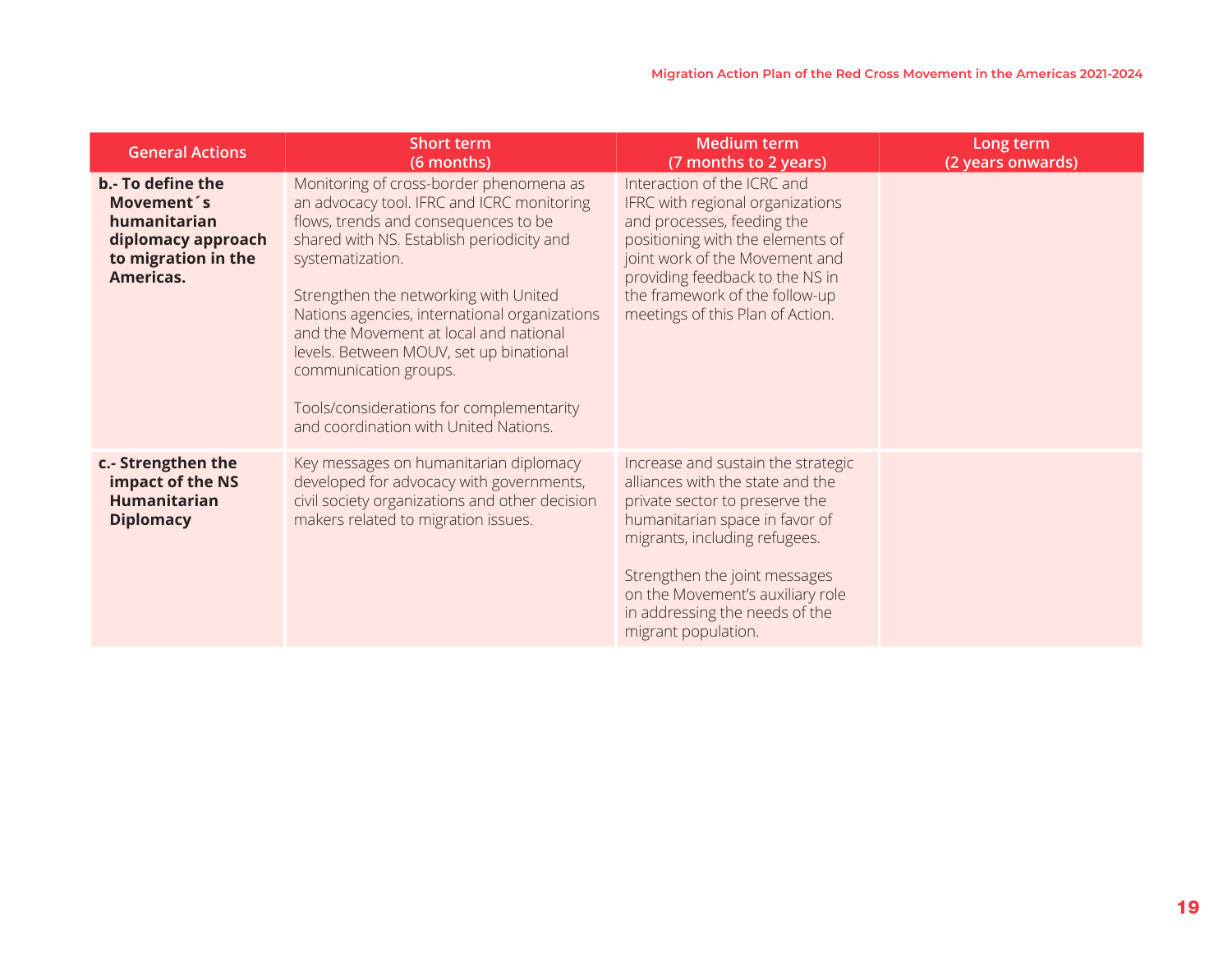| General Actions | Short term (6 months) | Medium term (7 months to 2 years) | Long term (2 years onwards) |
|---|---|---|---|
| **b.- To define the Movement´s humanitarian diplomacy approach to migration in the Americas.** | Monitoring of cross-border phenomena as an advocacy tool. IFRC and ICRC monitoring flows, trends and consequences to be shared with NS. Establish periodicity and systematization.<br><br>Strengthen the networking with United Nations agencies, international organizations and the Movement at local and national levels. Between MOUV, set up binational communication groups.<br><br>Tools/considerations for complementarity and coordination with United Nations. | Interaction of the ICRC and IFRC with regional organizations and processes, feeding the positioning with the elements of joint work of the Movement and providing feedback to the NS in the framework of the follow-up meetings of this Plan of Action. | |
| **c.- Strengthen the impact of the NS Humanitarian Diplomacy** | Key messages on humanitarian diplomacy developed for advocacy with governments, civil society organizations and other decision makers related to migration issues. | Increase and sustain the strategic alliances with the state and the private sector to preserve the humanitarian space in favor of migrants, including refugees.<br><br>Strengthen the joint messages on the Movement's auxiliary role in addressing the needs of the migrant population. | |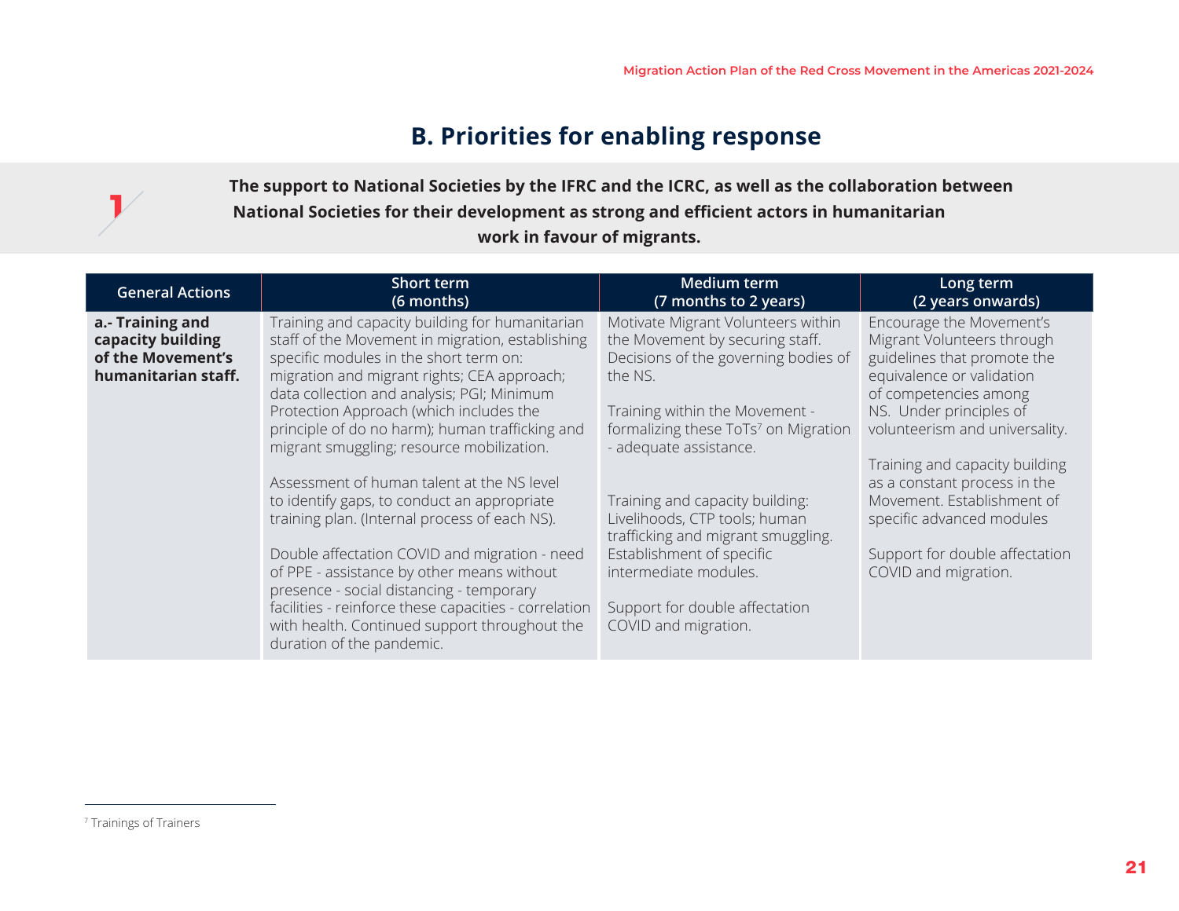## B. Priorities for enabling response

**The support to National Societies by the IFRC and the ICRC, as well as the collaboration between National Societies for their development as strong and efficient actors in humanitarian work in favour of migrants.**

| General Actions | Short term (6 months) | Medium term (7 months to 2 years) | Long term (2 years onwards) |
|---|---|---|---|
| **a.- Training and capacity building of the Movement's humanitarian staff.** | Training and capacity building for humanitarian staff of the Movement in migration, establishing specific modules in the short term on: migration and migrant rights; CEA approach; data collection and analysis; PGI; Minimum Protection Approach (which includes the principle of do no harm); human trafficking and migrant smuggling; resource mobilization.<br><br>Assessment of human talent at the NS level to identify gaps, to conduct an appropriate training plan. (Internal process of each NS).<br><br>Double affectation COVID and migration - need of PPE - assistance by other means without presence - social distancing - temporary facilities - reinforce these capacities - correlation with health. Continued support throughout the duration of the pandemic. | Motivate Migrant Volunteers within the Movement by securing staff. Decisions of the governing bodies of the NS.<br><br>Training within the Movement - formalizing these ToTs[7] on Migration - adequate assistance.<br><br>Training and capacity building: Livelihoods, CTP tools; human trafficking and migrant smuggling. Establishment of specific intermediate modules.<br><br>Support for double affectation COVID and migration. | Encourage the Movement's Migrant Volunteers through guidelines that promote the equivalence or validation of competencies among NS. Under principles of volunteerism and universality.<br><br>Training and capacity building as a constant process in the Movement. Establishment of specific advanced modules<br><br>Support for double affectation COVID and migration. |

[7] Trainings of Trainers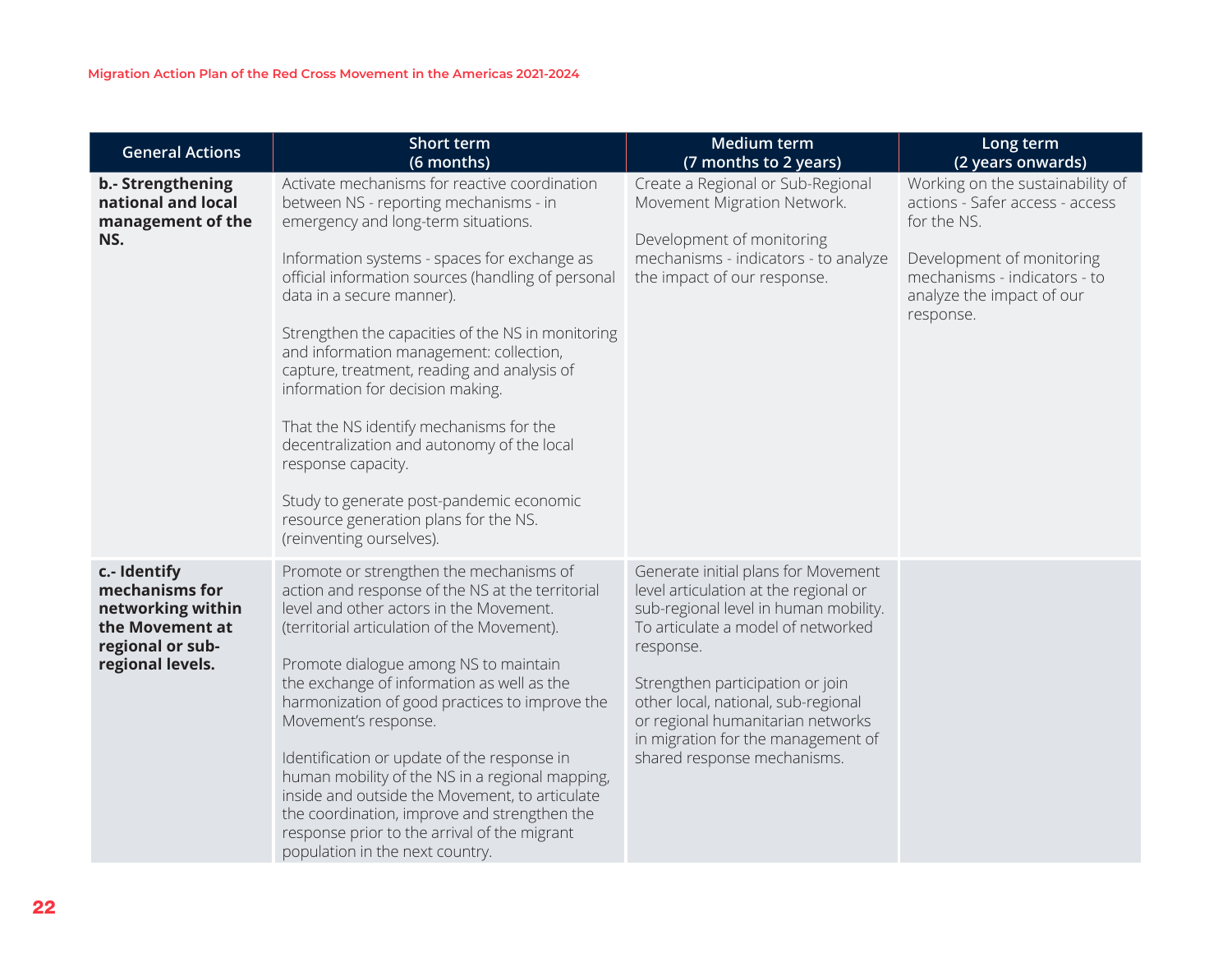| General Actions | Short term (6 months) | Medium term (7 months to 2 years) | Long term (2 years onwards) |
|---|---|---|---|
| **b.- Strengthening national and local management of the NS.** | Activate mechanisms for reactive coordination between NS - reporting mechanisms - in emergency and long-term situations.<br><br>Information systems - spaces for exchange as official information sources (handling of personal data in a secure manner).<br><br>Strengthen the capacities of the NS in monitoring and information management: collection, capture, treatment, reading and analysis of information for decision making.<br><br>That the NS identify mechanisms for the decentralization and autonomy of the local response capacity.<br><br>Study to generate post-pandemic economic resource generation plans for the NS. (reinventing ourselves). | Create a Regional or Sub-Regional Movement Migration Network.<br><br>Development of monitoring mechanisms - indicators - to analyze the impact of our response. | Working on the sustainability of actions - Safer access - access for the NS.<br><br>Development of monitoring mechanisms - indicators - to analyze the impact of our response. |
| **c.- Identify mechanisms for networking within the Movement at regional or sub-regional levels.** | Promote or strengthen the mechanisms of action and response of the NS at the territorial level and other actors in the Movement. (territorial articulation of the Movement).<br><br>Promote dialogue among NS to maintain the exchange of information as well as the harmonization of good practices to improve the Movement's response.<br><br>Identification or update of the response in human mobility of the NS in a regional mapping, inside and outside the Movement, to articulate the coordination, improve and strengthen the response prior to the arrival of the migrant population in the next country. | Generate initial plans for Movement level articulation at the regional or sub-regional level in human mobility. To articulate a model of networked response.<br><br>Strengthen participation or join other local, national, sub-regional or regional humanitarian networks in migration for the management of shared response mechanisms. | |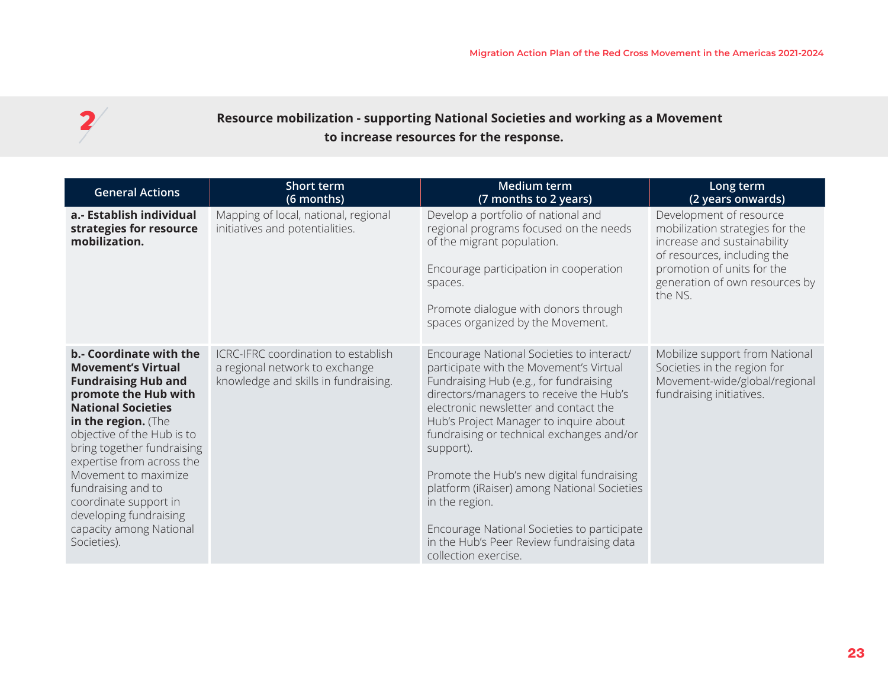## 2 Resource mobilization - supporting National Societies and working as a Movement to increase resources for the response.

| General Actions | Short term (6 months) | Medium term (7 months to 2 years) | Long term (2 years onwards) |
|---|---|---|---|
| **a.- Establish individual strategies for resource mobilization.** | Mapping of local, national, regional initiatives and potentialities. | Develop a portfolio of national and regional programs focused on the needs of the migrant population.<br><br>Encourage participation in cooperation spaces.<br><br>Promote dialogue with donors through spaces organized by the Movement. | Development of resource mobilization strategies for the increase and sustainability of resources, including the promotion of units for the generation of own resources by the NS. |
| **b.- Coordinate with the Movement's Virtual Fundraising Hub and promote the Hub with National Societies in the region.** (The objective of the Hub is to bring together fundraising expertise from across the Movement to maximize fundraising and to coordinate support in developing fundraising capacity among National Societies). | ICRC-IFRC coordination to establish a regional network to exchange knowledge and skills in fundraising. | Encourage National Societies to interact/participate with the Movement's Virtual Fundraising Hub (e.g., for fundraising directors/managers to receive the Hub's electronic newsletter and contact the Hub's Project Manager to inquire about fundraising or technical exchanges and/or support).<br><br>Promote the Hub's new digital fundraising platform (iRaiser) among National Societies in the region.<br><br>Encourage National Societies to participate in the Hub's Peer Review fundraising data collection exercise. | Mobilize support from National Societies in the region for Movement-wide/global/regional fundraising initiatives. |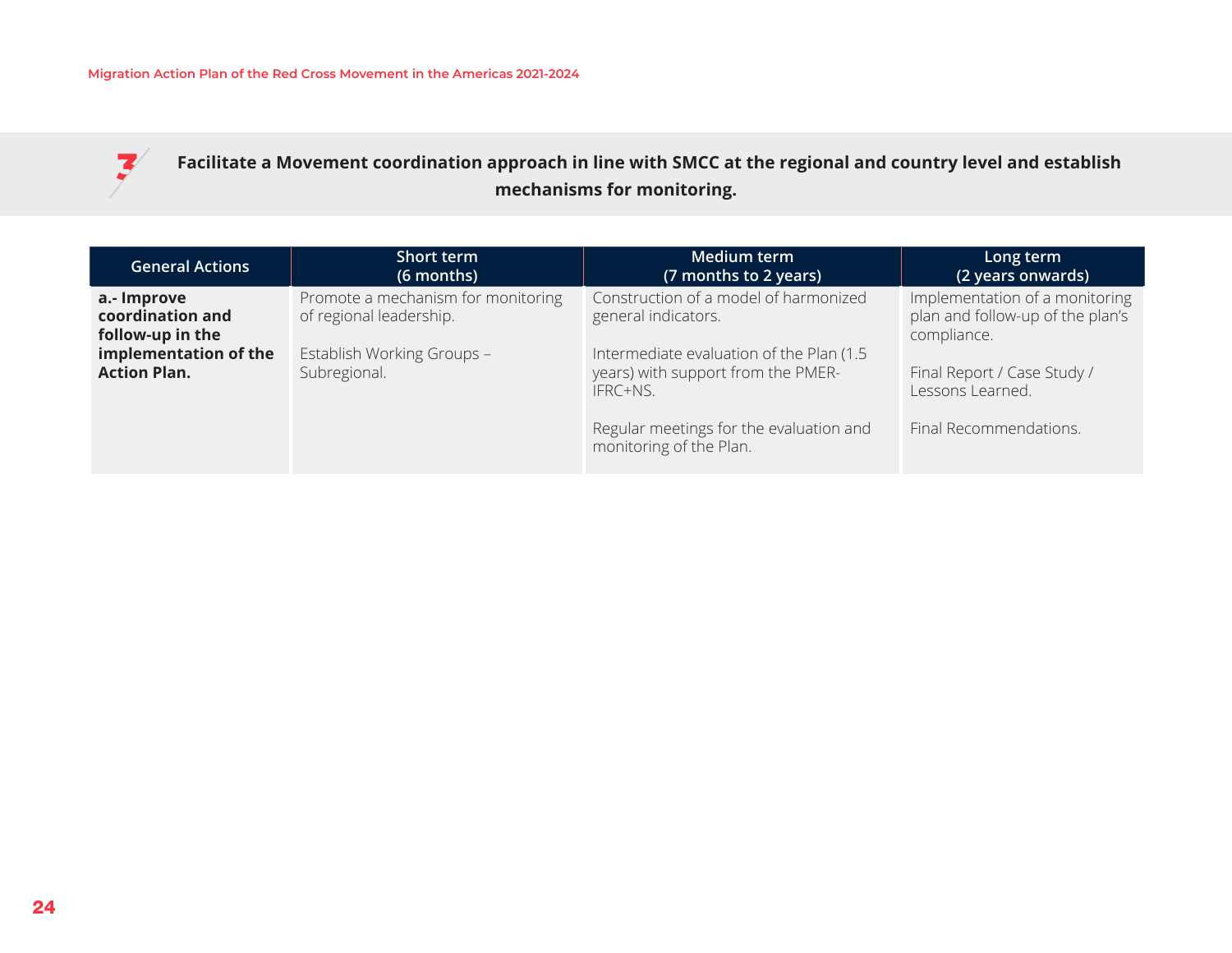## 7 Facilitate a Movement coordination approach in line with SMCC at the regional and country level and establish mechanisms for monitoring.

| General Actions | Short term (6 months) | Medium term (7 months to 2 years) | Long term (2 years onwards) |
|---|---|---|---|
| **a.- Improve coordination and follow-up in the implementation of the Action Plan.** | Promote a mechanism for monitoring of regional leadership.<br><br>Establish Working Groups – Subregional. | Construction of a model of harmonized general indicators.<br><br>Intermediate evaluation of the Plan (1.5 years) with support from the PMER-IFRC+NS.<br><br>Regular meetings for the evaluation and monitoring of the Plan. | Implementation of a monitoring plan and follow-up of the plan's compliance.<br><br>Final Report / Case Study / Lessons Learned.<br><br>Final Recommendations. |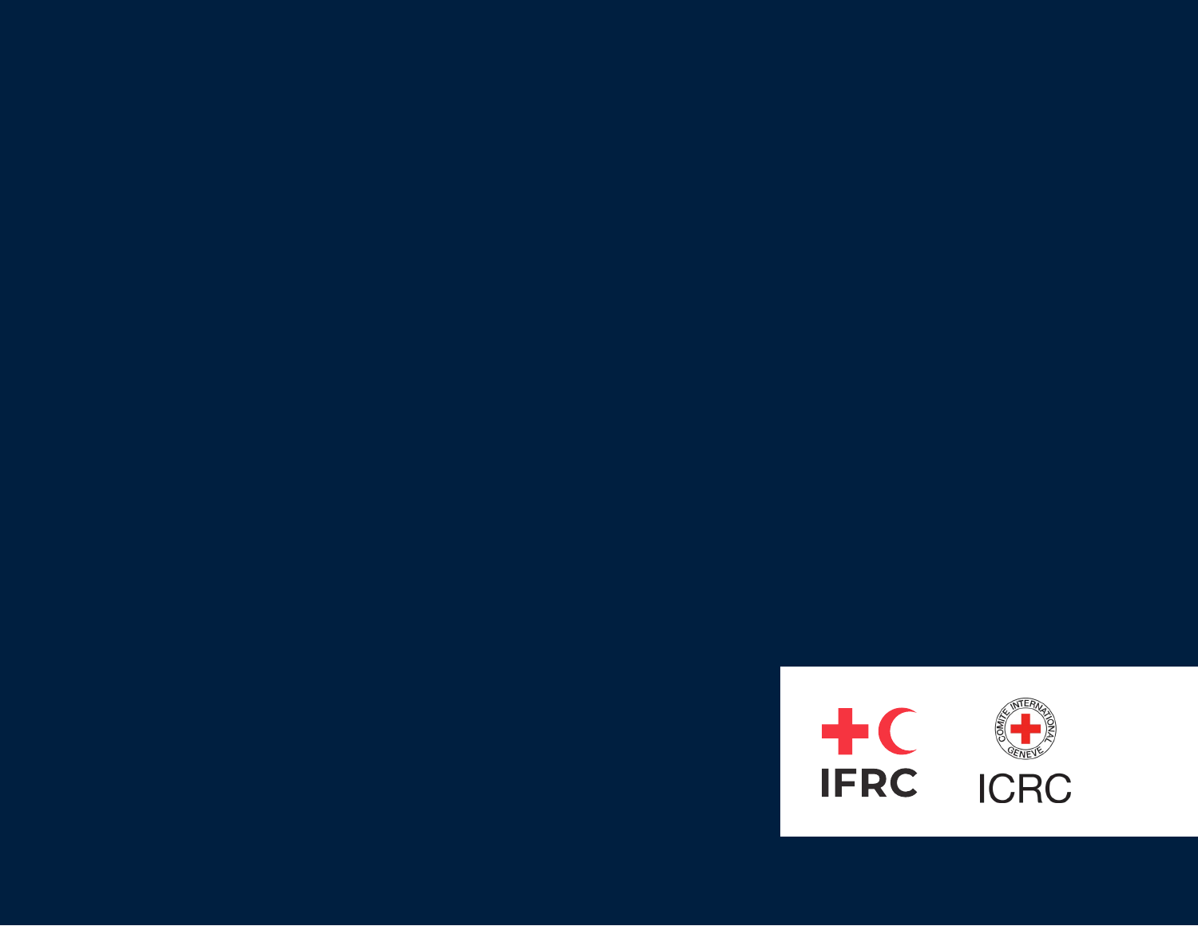IFRC

COMITE INTERNATIONAL GENEVE

ICRC